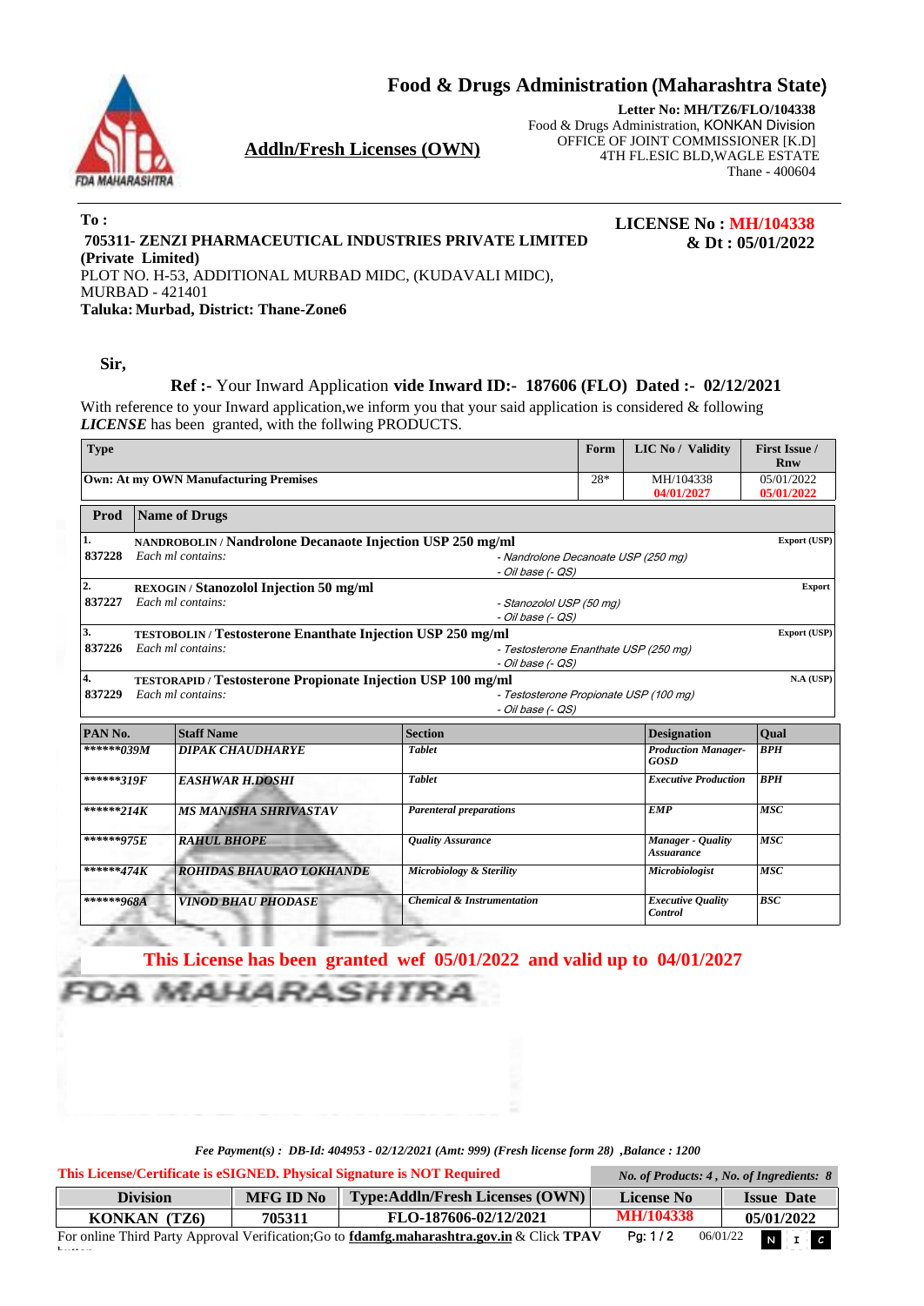# Food & Drugs Administration (Maharashtra State)

**Letter No: MH/TZ6/FLO/104338**
Food & Drugs Administration, KONKAN Division
OFFICE OF JOINT COMMISSIONER [K.D]
4TH FL.ESIC BLD,WAGLE ESTATE
Thane - 400604

## Addln/Fresh Licenses (OWN)

**To :**
**705311- ZENZI PHARMACEUTICAL INDUSTRIES PRIVATE LIMITED (Private Limited)**
PLOT NO. H-53, ADDITIONAL MURBAD MIDC, (KUDAVALI MIDC),
MURBAD - 421401
**Taluka: Murbad, District: Thane-Zone6**

**LICENSE No : MH/104338 & Dt : 05/01/2022**

**Sir,**

**Ref :-** Your Inward Application **vide Inward ID:- 187606 (FLO) Dated :- 02/12/2021**

With reference to your Inward application,we inform you that your said application is considered & following ***LICENSE*** has been granted, with the follwing PRODUCTS.

| Type | Form | LIC No / Validity | First Issue / Rnw |
|---|---|---|---|
| **Own: At my OWN Manufacturing Premises** | 28* | MH/104338 04/01/2027 | 05/01/2022 05/01/2022 |

| Prod | Name of Drugs | | |
|---|---|---|---|
| 1. 837228 | **NANDROBOLIN / Nandrolone Decanaote Injection USP 250 mg/ml** *Each ml contains:* | *- Nandrolone Decanoate USP (250 mg)* *- Oil base (- QS)* | **Export (USP)** |
| 2. 837227 | **REXOGIN / Stanozolol Injection 50 mg/ml** *Each ml contains:* | *- Stanozolol USP (50 mg)* *- Oil base (- QS)* | **Export** |
| 3. 837226 | **TESTOBOLIN / Testosterone Enanthate Injection USP 250 mg/ml** *Each ml contains:* | *- Testosterone Enanthate USP (250 mg)* *- Oil base (- QS)* | **Export (USP)** |
| 4. 837229 | **TESTORAPID / Testosterone Propionate Injection USP 100 mg/ml** *Each ml contains:* | *- Testosterone Propionate USP (100 mg)* *- Oil base (- QS)* | **N.A (USP)** |

| PAN No. | Staff Name | Section | Designation | Qual |
|---|---|---|---|---|
| ******039M | DIPAK CHAUDHARYE | Tablet | Production Manager-GOSD | BPH |
| ******319F | EASHWAR H.DOSHI | Tablet | Executive Production | BPH |
| ******214K | MS MANISHA SHRIVASTAV | Parenteral preparations | EMP | MSC |
| ******975E | RAHUL BHOPE | Quality Assurance | Manager - Quality Assurance | MSC |
| ******474K | ROHIDAS BHAURAO LOKHANDE | Microbiology & Sterility | Microbiologist | MSC |
| ******968A | VINOD BHAU PHODASE | Chemical & Instrumentation | Executive Quality Control | BSC |

**This License has been granted wef 05/01/2022 and valid up to 04/01/2027**

*Fee Payment(s) : DB-Id: 404953 - 02/12/2021 (Amt: 999) (Fresh license form 28) ,Balance : 1200*

**This License/Certificate is eSIGNED. Physical Signature is NOT Required**

*No. of Products: 4 , No. of Ingredients: 8*

| Division | MFG ID No | Type:Addln/Fresh Licenses (OWN) | License No | Issue Date |
|---|---|---|---|---|
| KONKAN (TZ6) | 705311 | FLO-187606-02/12/2021 | MH/104338 | 05/01/2022 |

For online Third Party Approval Verification;Go to **fdamfg.maharashtra.gov.in** & Click **TPAV** button 06/01/22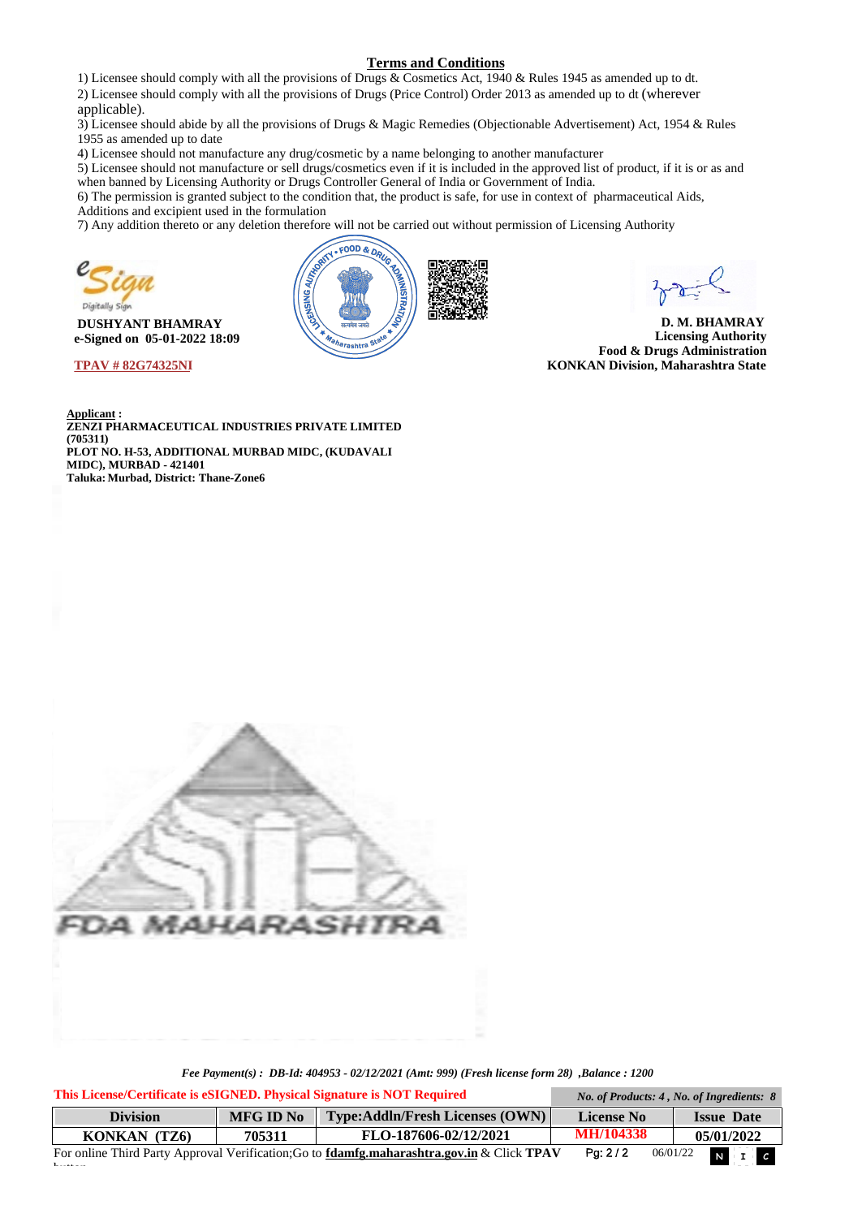## Terms and Conditions

1) Licensee should comply with all the provisions of Drugs & Cosmetics Act, 1940 & Rules 1945 as amended up to dt.
2) Licensee should comply with all the provisions of Drugs (Price Control) Order 2013 as amended up to dt (wherever applicable).
3) Licensee should abide by all the provisions of Drugs & Magic Remedies (Objectionable Advertisement) Act, 1954 & Rules 1955 as amended up to date
4) Licensee should not manufacture any drug/cosmetic by a name belonging to another manufacturer
5) Licensee should not manufacture or sell drugs/cosmetics even if it is included in the approved list of product, if it is or as and when banned by Licensing Authority or Drugs Controller General of India or Government of India.
6) The permission is granted subject to the condition that, the product is safe, for use in context of pharmaceutical Aids, Additions and excipient used in the formulation
7) Any addition thereto or any deletion therefore will not be carried out without permission of Licensing Authority

eSign
Digitally Sign

**DUSHYANT BHAMRAY**
**e-Signed on 05-01-2022 18:09**

TPAV # 82G74325NI

**D. M. BHAMRAY**
**Licensing Authority**
**Food & Drugs Administration**
**KONKAN Division, Maharashtra State**

**Applicant :**
**ZENZI PHARMACEUTICAL INDUSTRIES PRIVATE LIMITED (705311)**
**PLOT NO. H-53, ADDITIONAL MURBAD MIDC, (KUDAVALI MIDC), MURBAD - 421401**
**Taluka: Murbad, District: Thane-Zone6**

FDA MAHARASHTRA

*Fee Payment(s) : DB-Id: 404953 - 02/12/2021 (Amt: 999) (Fresh license form 28) ,Balance : 1200*

This License/Certificate is eSIGNED. Physical Signature is NOT Required

*No. of Products: 4 , No. of Ingredients: 8*

| Division | MFG ID No | Type:Addln/Fresh Licenses (OWN) | License No | Issue Date |
|---|---|---|---|---|
| KONKAN (TZ6) | 705311 | FLO-187606-02/12/2021 | MH/104338 | 05/01/2022 |

For online Third Party Approval Verification;Go to **fdamfg.maharashtra.gov.in** & Click **TPAV** button

06/01/22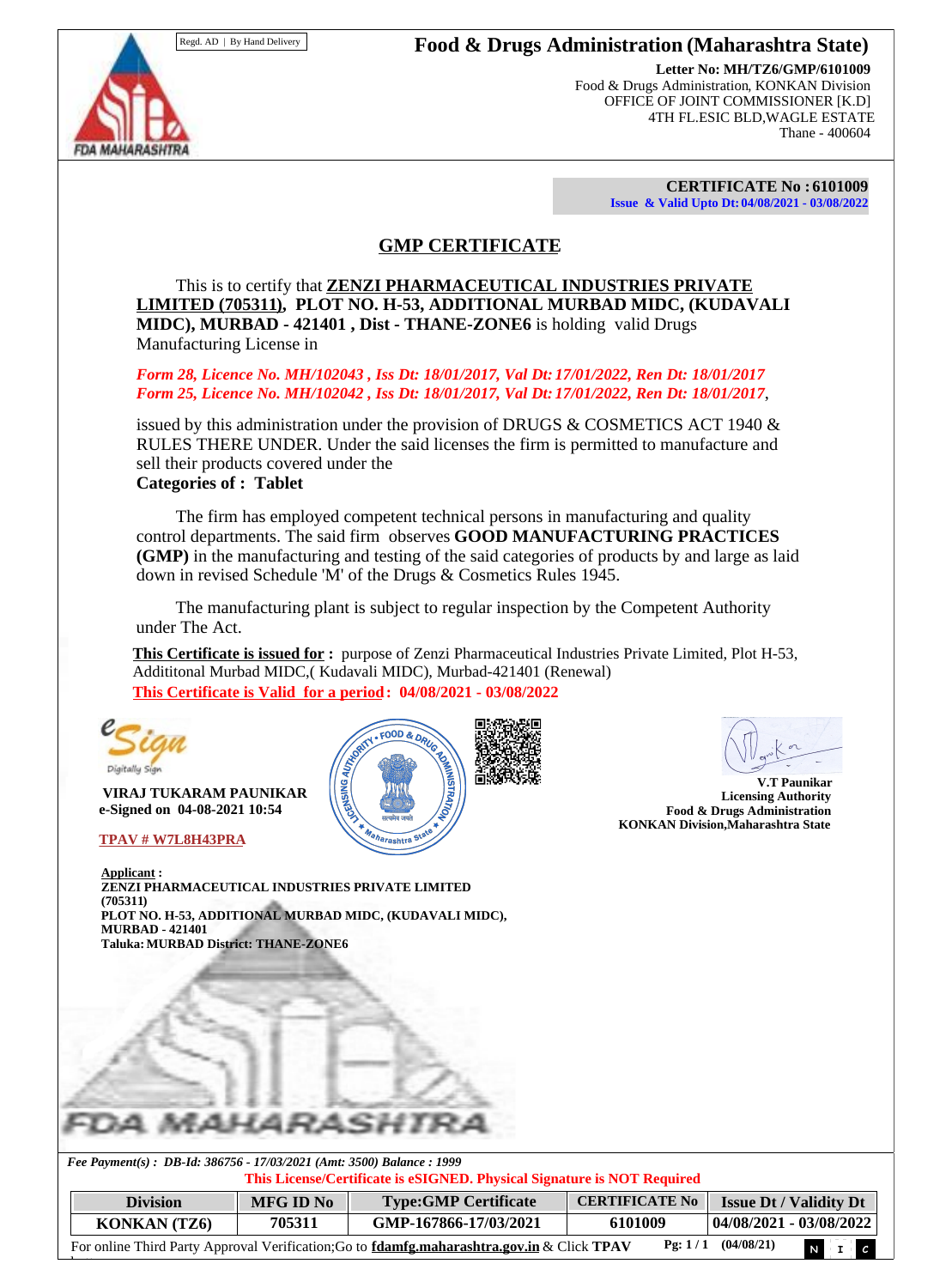Regd. AD | By Hand Delivery

# Food & Drugs Administration (Maharashtra State)

**Letter No: MH/TZ6/GMP/6101009**
Food & Drugs Administration, KONKAN Division
OFFICE OF JOINT COMMISSIONER [K.D]
4TH FL.ESIC BLD,WAGLE ESTATE
Thane - 400604

**CERTIFICATE No : 6101009**
**Issue & Valid Upto Dt: 04/08/2021 - 03/08/2022**

## GMP CERTIFICATE

This is to certify that **ZENZI PHARMACEUTICAL INDUSTRIES PRIVATE LIMITED (705311), PLOT NO. H-53, ADDITIONAL MURBAD MIDC, (KUDAVALI MIDC), MURBAD - 421401 , Dist - THANE-ZONE6** is holding valid Drugs Manufacturing License in

*Form 28, Licence No. MH/102043 , Iss Dt: 18/01/2017, Val Dt: 17/01/2022, Ren Dt: 18/01/2017*
*Form 25, Licence No. MH/102042 , Iss Dt: 18/01/2017, Val Dt: 17/01/2022, Ren Dt: 18/01/2017*,

issued by this administration under the provision of DRUGS & COSMETICS ACT 1940 & RULES THERE UNDER. Under the said licenses the firm is permitted to manufacture and sell their products covered under the
**Categories of : Tablet**

The firm has employed competent technical persons in manufacturing and quality control departments. The said firm observes **GOOD MANUFACTURING PRACTICES (GMP)** in the manufacturing and testing of the said categories of products by and large as laid down in revised Schedule 'M' of the Drugs & Cosmetics Rules 1945.

The manufacturing plant is subject to regular inspection by the Competent Authority under The Act.

**This Certificate is issued for :** purpose of Zenzi Pharmaceutical Industries Private Limited, Plot H-53, Addititonal Murbad MIDC,( Kudavali MIDC), Murbad-421401 (Renewal)
**This Certificate is Valid for a period: 04/08/2021 - 03/08/2022**

eSign
Digitally Sign

**VIRAJ TUKARAM PAUNIKAR**
**e-Signed on 04-08-2021 10:54**

**TPAV # W7L8H43PRA**

**V.T Paunikar**
**Licensing Authority**
**Food & Drugs Administration**
**KONKAN Division,Maharashtra State**

**Applicant :**
**ZENZI PHARMACEUTICAL INDUSTRIES PRIVATE LIMITED (705311)**
**PLOT NO. H-53, ADDITIONAL MURBAD MIDC, (KUDAVALI MIDC), MURBAD - 421401**
**Taluka: MURBAD District: THANE-ZONE6**

*Fee Payment(s) : DB-Id: 386756 - 17/03/2021 (Amt: 3500) Balance : 1999*
**This License/Certificate is eSIGNED. Physical Signature is NOT Required**

| Division | MFG ID No | Type:GMP Certificate | CERTIFICATE No | Issue Dt / Validity Dt |
|---|---|---|---|---|
| KONKAN (TZ6) | 705311 | GMP-167866-17/03/2021 | 6101009 | 04/08/2021 - 03/08/2022 |

For online Third Party Approval Verification;Go to **fdamfg.maharashtra.gov.in** & Click **TPAV** Pg: 1 / 1 (04/08/21)